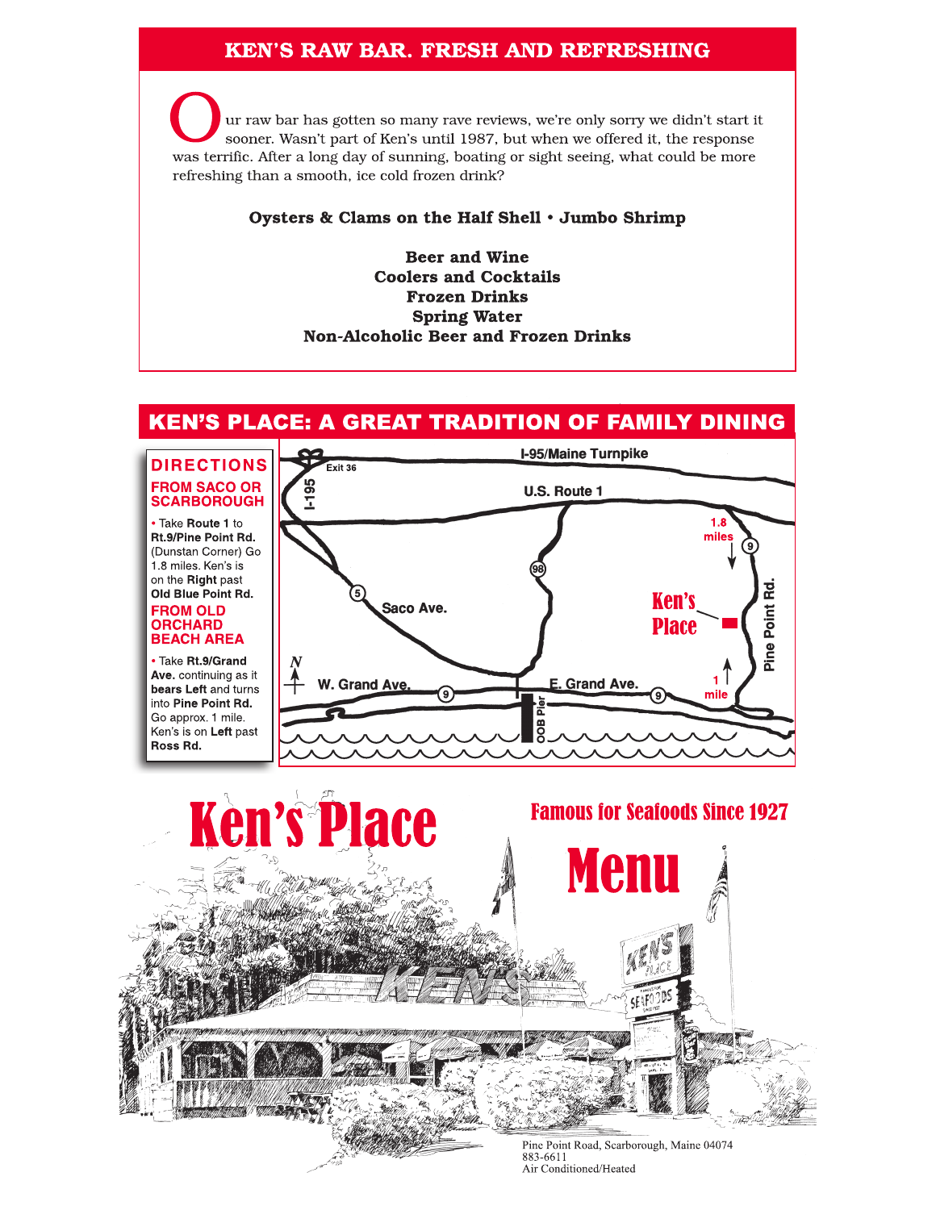## KEN'S RAW BAR. FRESH AND REFRESHING

Our raw bar has gotten so many rave reviews, we're only sorry we didn't start it sooner. Wasn't part of Ken's until 1987, but when we offered it, the response was terrific. After a long day of sunning, boating or sight seeing, what could be more refreshing than a smooth, ice cold frozen drink?

**Oysters & Clams on the Half Shell • Jumbo Shrimp**

**Beer and Wine**
**Coolers and Cocktails**
**Frozen Drinks**
**Spring Water**
**Non-Alcoholic Beer and Frozen Drinks**

## KEN'S PLACE: A GREAT TRADITION OF FAMILY DINING

### DIRECTIONS

#### FROM SACO OR SCARBOROUGH

• Take **Route 1** to **Rt.9/Pine Point Rd.** (Dunstan Corner) Go 1.8 miles. Ken's is on the **Right** past **Old Blue Point Rd.**

#### FROM OLD ORCHARD BEACH AREA

• Take **Rt.9/Grand Ave.** continuing as it **bears Left** and turns into **Pine Point Rd.** Go approx. 1 mile. Ken's is on **Left** past **Ross Rd.**

I-95/Maine Turnpike
Exit 36
I-195
U.S. Route 1
98
5
Saco Ave.
1.8 miles
9
Ken's Place
Pine Point Rd.
N
W. Grand Ave.
9
E. Grand Ave.
9
1 mile
OOB Pier

# Ken's Place

## Famous for Seafoods Since 1927

# Menu

Pine Point Road, Scarborough, Maine 04074
883-6611
Air Conditioned/Heated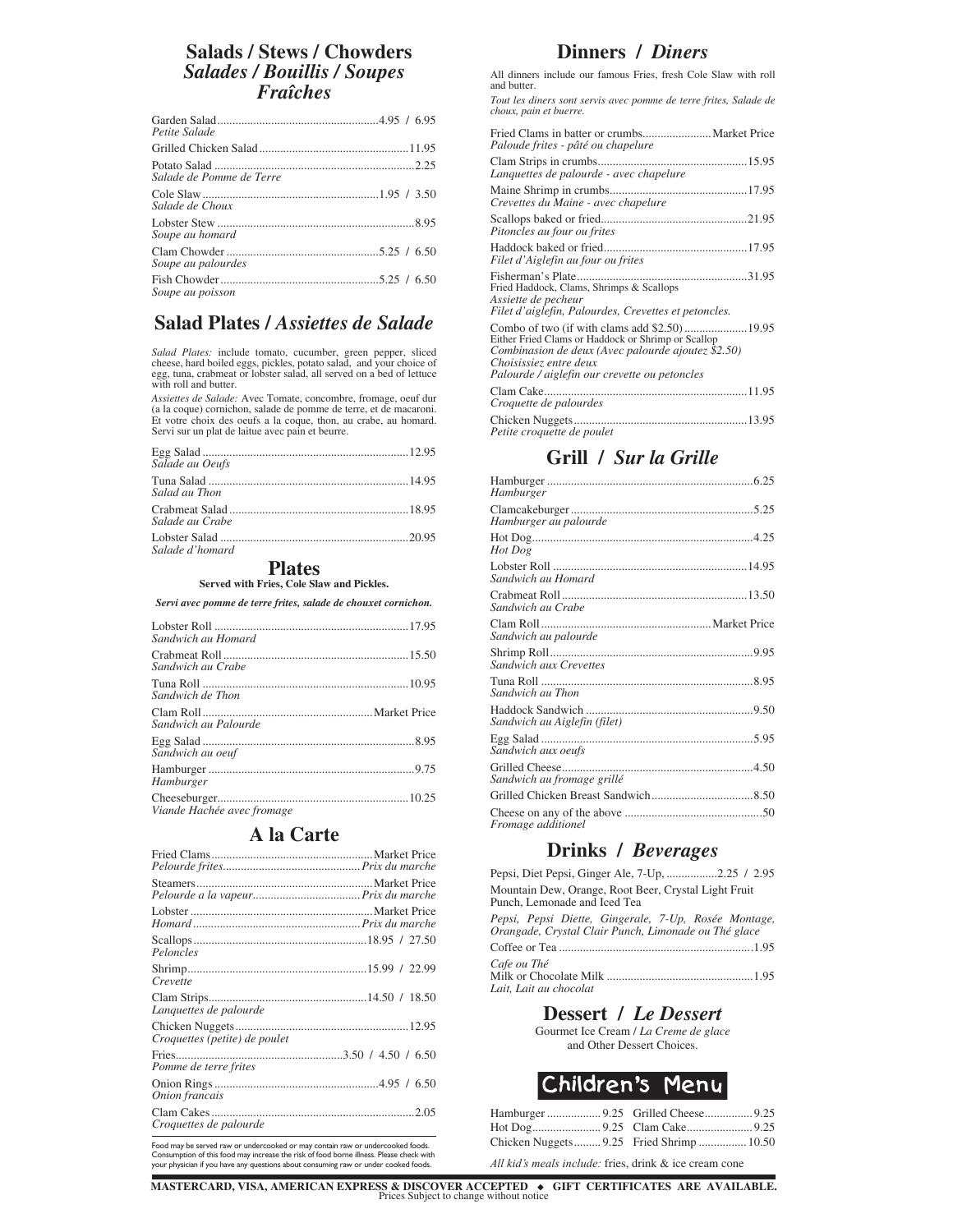## Salads / Stews / Chowders
## *Salades / Bouillis / Soupes Fraîches*

| | |
|---|---|
| Garden Salad *Petite Salade* | 4.95 / 6.95 |
| Grilled Chicken Salad | 11.95 |
| Potato Salad *Salade de Pomme de Terre* | 2.25 |
| Cole Slaw *Salade de Choux* | 1.95 / 3.50 |
| Lobster Stew *Soupe au homard* | 8.95 |
| Clam Chowder *Soupe au palourdes* | 5.25 / 6.50 |
| Fish Chowder *Soupe au poisson* | 5.25 / 6.50 |

## Salad Plates / *Assiettes de Salade*

*Salad Plates:* include tomato, cucumber, green pepper, sliced cheese, hard boiled eggs, pickles, potato salad, and your choice of egg, tuna, crabmeat or lobster salad, all served on a bed of lettuce with roll and butter.

*Assiettes de Salade:* Avec Tomate, concombre, fromage, oeuf dur (a la coque) cornichon, salade de pomme de terre, et de macaroni. Et votre choix des oeufs a la coque, thon, au crabe, au homard. Servi sur un plat de laitue avec pain et beurre.

| | |
|---|---|
| Egg Salad *Salade au Oeufs* | 12.95 |
| Tuna Salad *Salad au Thon* | 14.95 |
| Crabmeat Salad *Salade au Crabe* | 18.95 |
| Lobster Salad *Salade d'homard* | 20.95 |

## Plates

**Served with Fries, Cole Slaw and Pickles.**

***Servi avec pomme de terre frites, salade de chouxet cornichon.***

| | |
|---|---|
| Lobster Roll *Sandwich au Homard* | 17.95 |
| Crabmeat Roll *Sandwich au Crabe* | 15.50 |
| Tuna Roll *Sandwich de Thon* | 10.95 |
| Clam Roll *Sandwich au Palourde* | Market Price |
| Egg Salad *Sandwich au oeuf* | 8.95 |
| Hamburger *Hamburger* | 9.75 |
| Cheeseburger *Viande Hachée avec fromage* | 10.25 |

## A la Carte

| | |
|---|---|
| Fried Clams *Pelourde frites* | Market Price *Prix du marche* |
| Steamers *Pelourde a la vapeur* | Market Price *Prix du marche* |
| Lobster *Homard* | Market Price *Prix du marche* |
| Scallops *Peloncles* | 18.95 / 27.50 |
| Shrimp *Crevette* | 15.99 / 22.99 |
| Clam Strips *Lanquettes de palourde* | 14.50 / 18.50 |
| Chicken Nuggets *Croquettes (petite) de poulet* | 12.95 |
| Fries *Pomme de terre frites* | 3.50 / 4.50 / 6.50 |
| Onion Rings *Onion francais* | 4.95 / 6.50 |
| Clam Cakes *Croquettes de palourde* | 2.05 |

Food may be served raw or undercooked or may contain raw or undercooked foods. Consumption of this food may increase the risk of food borne illness. Please check with your physician if you have any questions about consuming raw or under cooked foods.

## Dinners / *Diners*

All dinners include our famous Fries, fresh Cole Slaw with roll and butter.

*Tout les diners sont servis avec pomme de terre frites, Salade de choux, pain et buerre.*

| | |
|---|---|
| Fried Clams in batter or crumbs *Paloude frites - pâté ou chapelure* | Market Price |
| Clam Strips in crumbs *Lanquettes de palourde - avec chapelure* | 15.95 |
| Maine Shrimp in crumbs *Crevettes du Maine - avec chapelure* | 17.95 |
| Scallops baked or fried *Pitoncles au four ou frites* | 21.95 |
| Haddock baked or fried *Filet d'Aiglefin au four ou frites* | 17.95 |
| Fisherman's Plate — Fried Haddock, Clams, Shrimps & Scallops *Assiette de pecheur* *Filet d'aiglefin, Palourdes, Crevettes et petoncles.* | 31.95 |
| Combo of two (if with clams add $2.50) — Either Fried Clams or Haddock or Shrimp or Scallop *Combinasion de deux (Avec palourde ajoutez $2.50)* *Choisissiez entre deux* *Palourde / aiglefin our crevette ou petoncles* | 19.95 |
| Clam Cake *Croquette de palourdes* | 11.95 |
| Chicken Nuggets *Petite croquette de poulet* | 13.95 |

## Grill / *Sur la Grille*

| | |
|---|---|
| Hamburger *Hamburger* | 6.25 |
| Clamcakeburger *Hamburger au palourde* | 5.25 |
| Hot Dog *Hot Dog* | 4.25 |
| Lobster Roll *Sandwich au Homard* | 14.95 |
| Crabmeat Roll *Sandwich au Crabe* | 13.50 |
| Clam Roll *Sandwich au palourde* | Market Price |
| Shrimp Roll *Sandwich aux Crevettes* | 9.95 |
| Tuna Roll *Sandwich au Thon* | 8.95 |
| Haddock Sandwich *Sandwich au Aiglefin (filet)* | 9.50 |
| Egg Salad *Sandwich aux oeufs* | 5.95 |
| Grilled Cheese *Sandwich au fromage grillé* | 4.50 |
| Grilled Chicken Breast Sandwich | 8.50 |
| Cheese on any of the above *Fromage additionel* | .50 |

## Drinks / *Beverages*

| | |
|---|---|
| Pepsi, Diet Pepsi, Ginger Ale, 7-Up, Mountain Dew, Orange, Root Beer, Crystal Light Fruit Punch, Lemonade and Iced Tea *Pepsi, Pepsi Diette, Gingerale, 7-Up, Rosée Montage, Orangade, Crystal Clair Punch, Limonade ou Thé glace* | 2.25 / 2.95 |
| Coffee or Tea *Cafe ou Thé* | 1.95 |
| Milk or Chocolate Milk *Lait, Lait au chocolat* | 1.95 |

## Dessert / *Le Dessert*

Gourmet Ice Cream / *La Creme de glace* and Other Dessert Choices.

## Children's Menu

| | | | |
|---|---|---|---|
| Hamburger | 9.25 | Grilled Cheese | 9.25 |
| Hot Dog | 9.25 | Clam Cake | 9.25 |
| Chicken Nuggets | 9.25 | Fried Shrimp | 10.50 |

*All kid's meals include:* fries, drink & ice cream cone

**MASTERCARD, VISA, AMERICAN EXPRESS & DISCOVER ACCEPTED ◆ GIFT CERTIFICATES ARE AVAILABLE.**
Prices Subject to change without notice